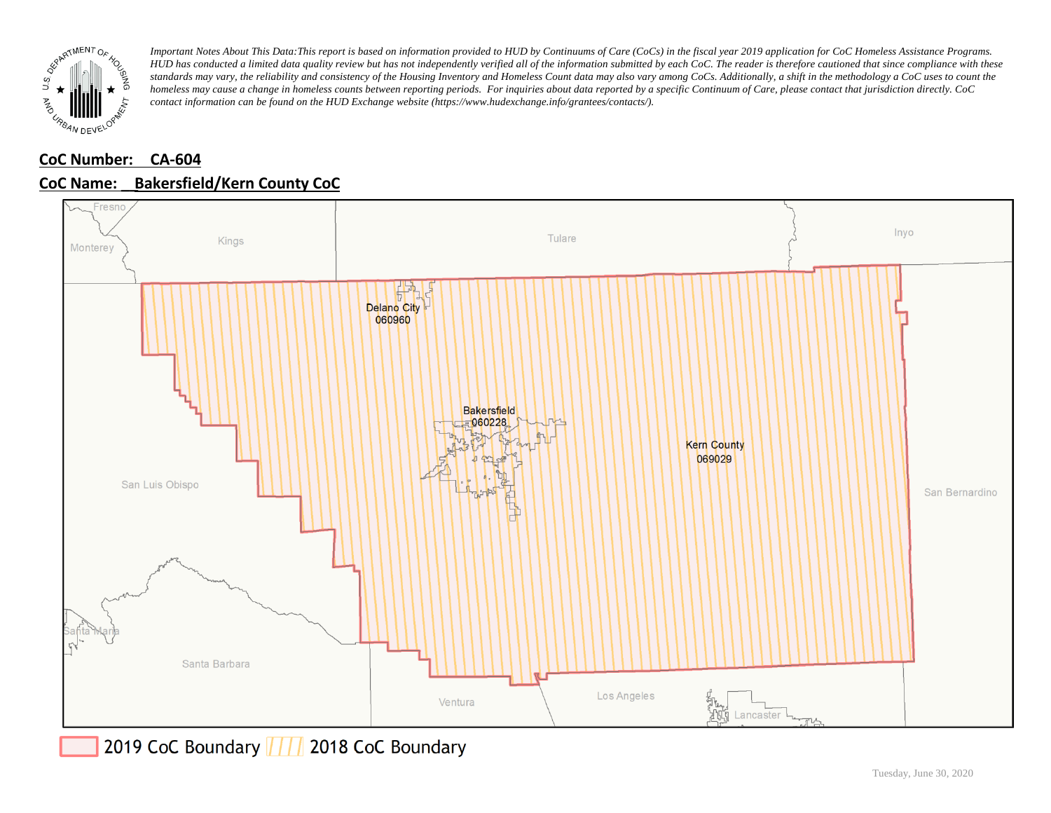*Important Notes About This Data: This report is based on information provided to HUD by Continuums of Care (CoCs) in the fiscal year 2019 application for CoC Homeless Assistance Programs. HUD has conducted a limited data quality review but has not independently verified all of the information submitted by each CoC. The reader is therefore cautioned that since compliance with these standards may vary, the reliability and consistency of the Housing Inventory and Homeless Count data may also vary among CoCs. Additionally, a shift in the methodology a CoC uses to count the homeless may cause a change in homeless counts between reporting periods. For inquiries about data reported by a specific Continuum of Care, please contact that jurisdiction directly. CoC contact information can be found on the HUD Exchange website (https://www.hudexchange.info/grantees/contacts/).*

**CoC Number: CA-604**

**CoC Name: Bakersfield/Kern County CoC**

Fresno
Monterey
Kings
Tulare
Inyo
Delano City
060960
Bakersfield
060228
Kern County
069029
San Luis Obispo
San Bernardino
Santa Maria
Santa Barbara
Ventura
Los Angeles
Lancaster

2019 CoC Boundary | 2018 CoC Boundary

Tuesday, June 30, 2020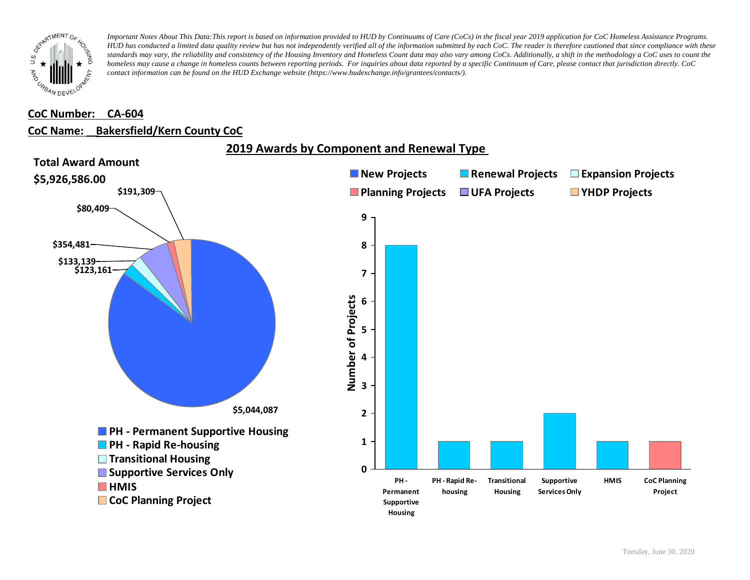*Important Notes About This Data: This report is based on information provided to HUD by Continuums of Care (CoCs) in the fiscal year 2019 application for CoC Homeless Assistance Programs. HUD has conducted a limited data quality review but has not independently verified all of the information submitted by each CoC. The reader is therefore cautioned that since compliance with these standards may vary, the reliability and consistency of the Housing Inventory and Homeless Count data may also vary among CoCs. Additionally, a shift in the methodology a CoC uses to count the homeless may cause a change in homeless counts between reporting periods. For inquiries about data reported by a specific Continuum of Care, please contact that jurisdiction directly. CoC contact information can be found on the HUD Exchange website (https://www.hudexchange.info/grantees/contacts/).*

**CoC Number: CA-604**

**CoC Name: Bakersfield/Kern County CoC**

## 2019 Awards by Component and Renewal Type

**Total Award Amount**

**$5,926,586.00**

| Component | Award Amount |
|---|---|
| PH - Permanent Supportive Housing | $5,044,087 |
| PH - Rapid Re-housing | $123,161 |
| Transitional Housing | $133,139 |
| Supportive Services Only | $354,481 |
| HMIS | $80,409 |
| CoC Planning Project | $191,309 |

Number of Projects

| Component | New Projects | Renewal Projects | Expansion Projects | Planning Projects | UFA Projects | YHDP Projects |
|---|---|---|---|---|---|---|
| PH - Permanent Supportive Housing | | 8 | | | | |
| PH - Rapid Re-housing | | 1 | | | | |
| Transitional Housing | | 1 | | | | |
| Supportive Services Only | | 2 | | | | |
| HMIS | | 1 | | | | |
| CoC Planning Project | | | | 1 | | |

Tuesday, June 30, 2020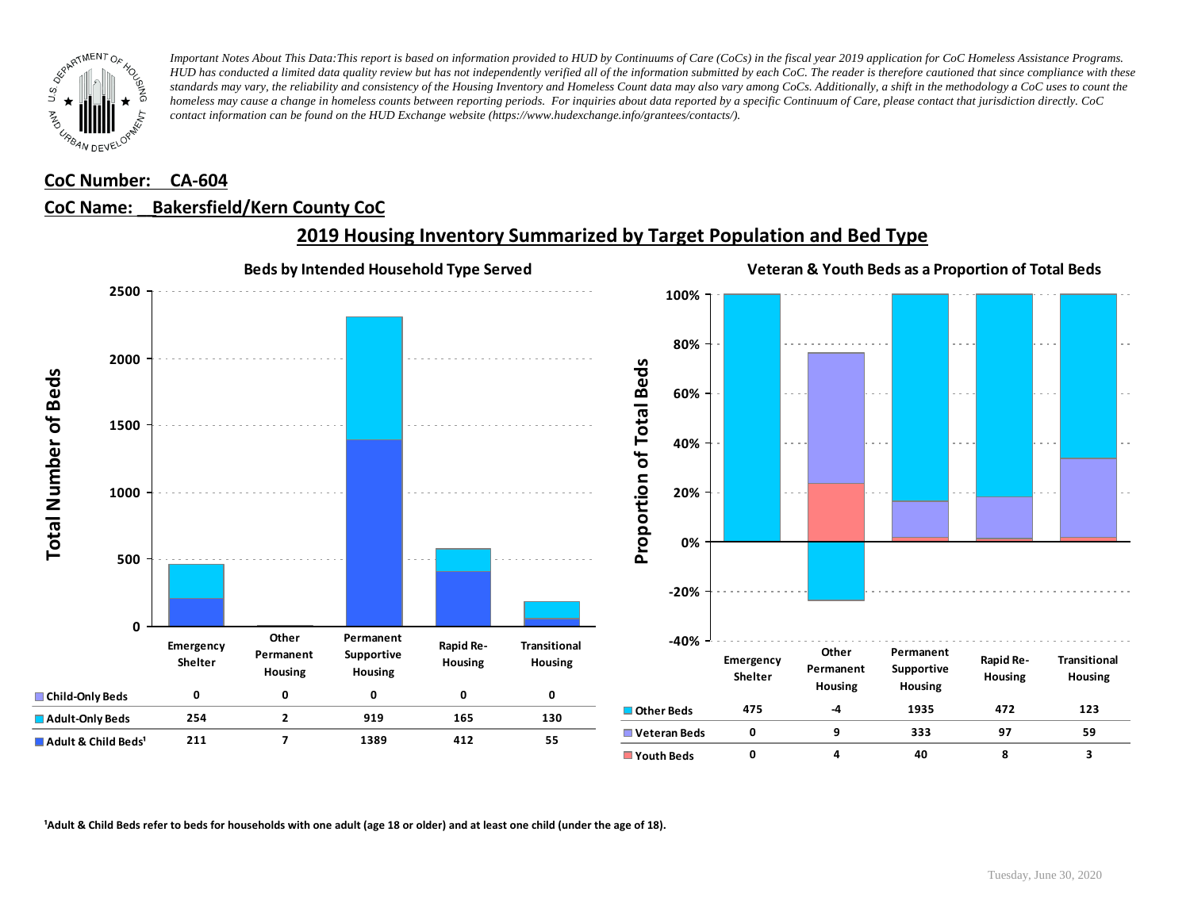*Important Notes About This Data: This report is based on information provided to HUD by Continuums of Care (CoCs) in the fiscal year 2019 application for CoC Homeless Assistance Programs. HUD has conducted a limited data quality review but has not independently verified all of the information submitted by each CoC. The reader is therefore cautioned that since compliance with these standards may vary, the reliability and consistency of the Housing Inventory and Homeless Count data may also vary among CoCs. Additionally, a shift in the methodology a CoC uses to count the homeless may cause a change in homeless counts between reporting periods. For inquiries about data reported by a specific Continuum of Care, please contact that jurisdiction directly. CoC contact information can be found on the HUD Exchange website (https://www.hudexchange.info/grantees/contacts/).*

**CoC Number: CA-604**

**CoC Name: Bakersfield/Kern County CoC**

## 2019 Housing Inventory Summarized by Target Population and Bed Type

### Beds by Intended Household Type Served

| | Emergency Shelter | Other Permanent Housing | Permanent Supportive Housing | Rapid Re-Housing | Transitional Housing |
|---|---|---|---|---|---|
| Child-Only Beds | 0 | 0 | 0 | 0 | 0 |
| Adult-Only Beds | 254 | 2 | 919 | 165 | 130 |
| Adult & Child Beds[1] | 211 | 7 | 1389 | 412 | 55 |

### Veteran & Youth Beds as a Proportion of Total Beds

| | Emergency Shelter | Other Permanent Housing | Permanent Supportive Housing | Rapid Re-Housing | Transitional Housing |
|---|---|---|---|---|---|
| Other Beds | 475 | -4 | 1935 | 472 | 123 |
| Veteran Beds | 0 | 9 | 333 | 97 | 59 |
| Youth Beds | 0 | 4 | 40 | 8 | 3 |

[1]Adult & Child Beds refer to beds for households with one adult (age 18 or older) and at least one child (under the age of 18).

Tuesday, June 30, 2020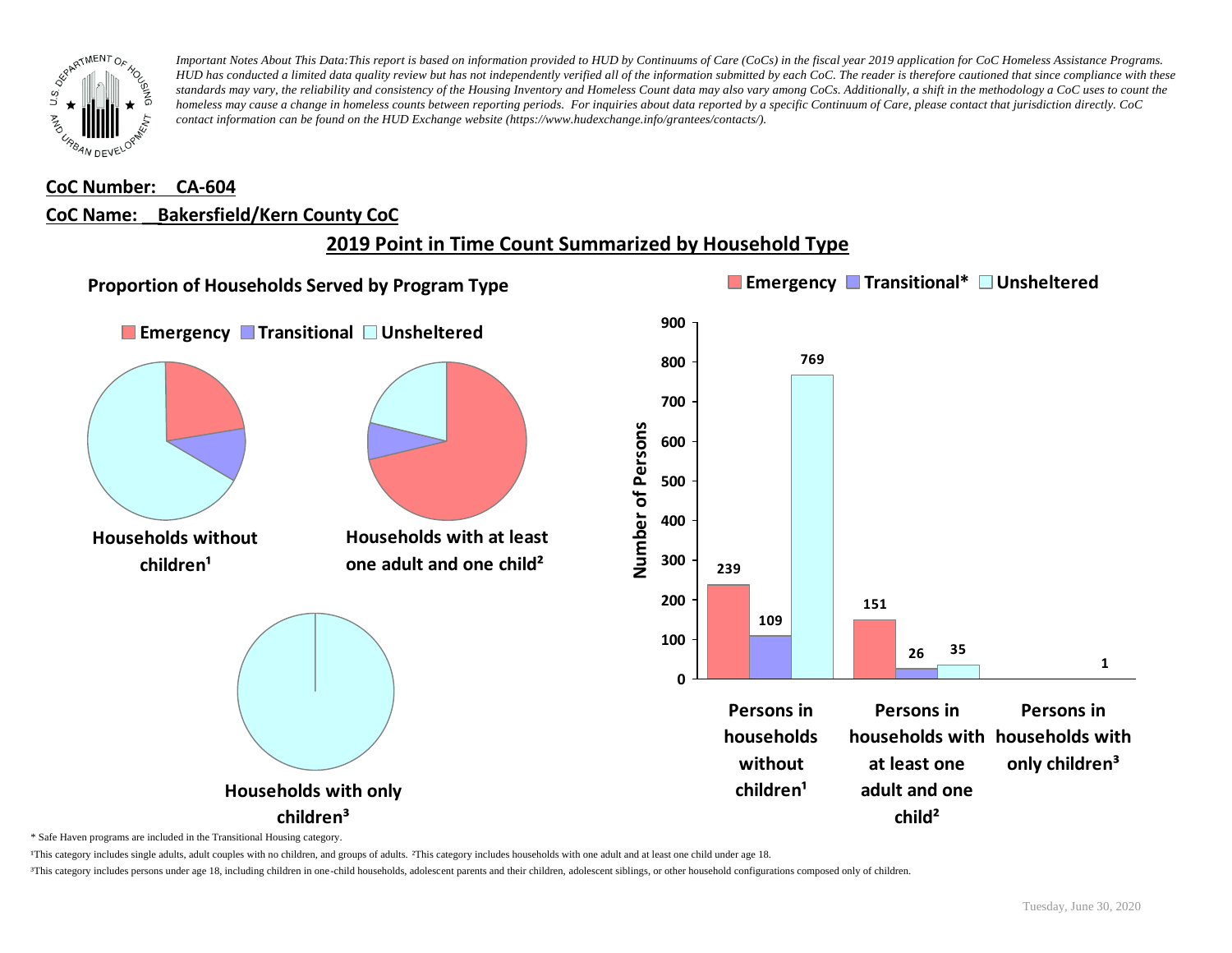*Important Notes About This Data: This report is based on information provided to HUD by Continuums of Care (CoCs) in the fiscal year 2019 application for CoC Homeless Assistance Programs. HUD has conducted a limited data quality review but has not independently verified all of the information submitted by each CoC. The reader is therefore cautioned that since compliance with these standards may vary, the reliability and consistency of the Housing Inventory and Homeless Count data may also vary among CoCs. Additionally, a shift in the methodology a CoC uses to count the homeless may cause a change in homeless counts between reporting periods. For inquiries about data reported by a specific Continuum of Care, please contact that jurisdiction directly. CoC contact information can be found on the HUD Exchange website (https://www.hudexchange.info/grantees/contacts/).*

**CoC Number: CA-604**

**CoC Name: Bakersfield/Kern County CoC**

## 2019 Point in Time Count Summarized by Household Type

### Proportion of Households Served by Program Type

Emergency | Transitional | Unsheltered

**Households without children¹**

**Households with at least one adult and one child²**

**Households with only children³**

| | Emergency | Transitional* | Unsheltered |
|---|---|---|---|
| Persons in households without children¹ | 239 | 109 | 769 |
| Persons in households with at least one adult and one child² | 151 | 26 | 35 |
| Persons in households with only children³ | | | 1 |

\* Safe Haven programs are included in the Transitional Housing category.

¹This category includes single adults, adult couples with no children, and groups of adults. ²This category includes households with one adult and at least one child under age 18.

³This category includes persons under age 18, including children in one-child households, adolescent parents and their children, adolescent siblings, or other household configurations composed only of children.

Tuesday, June 30, 2020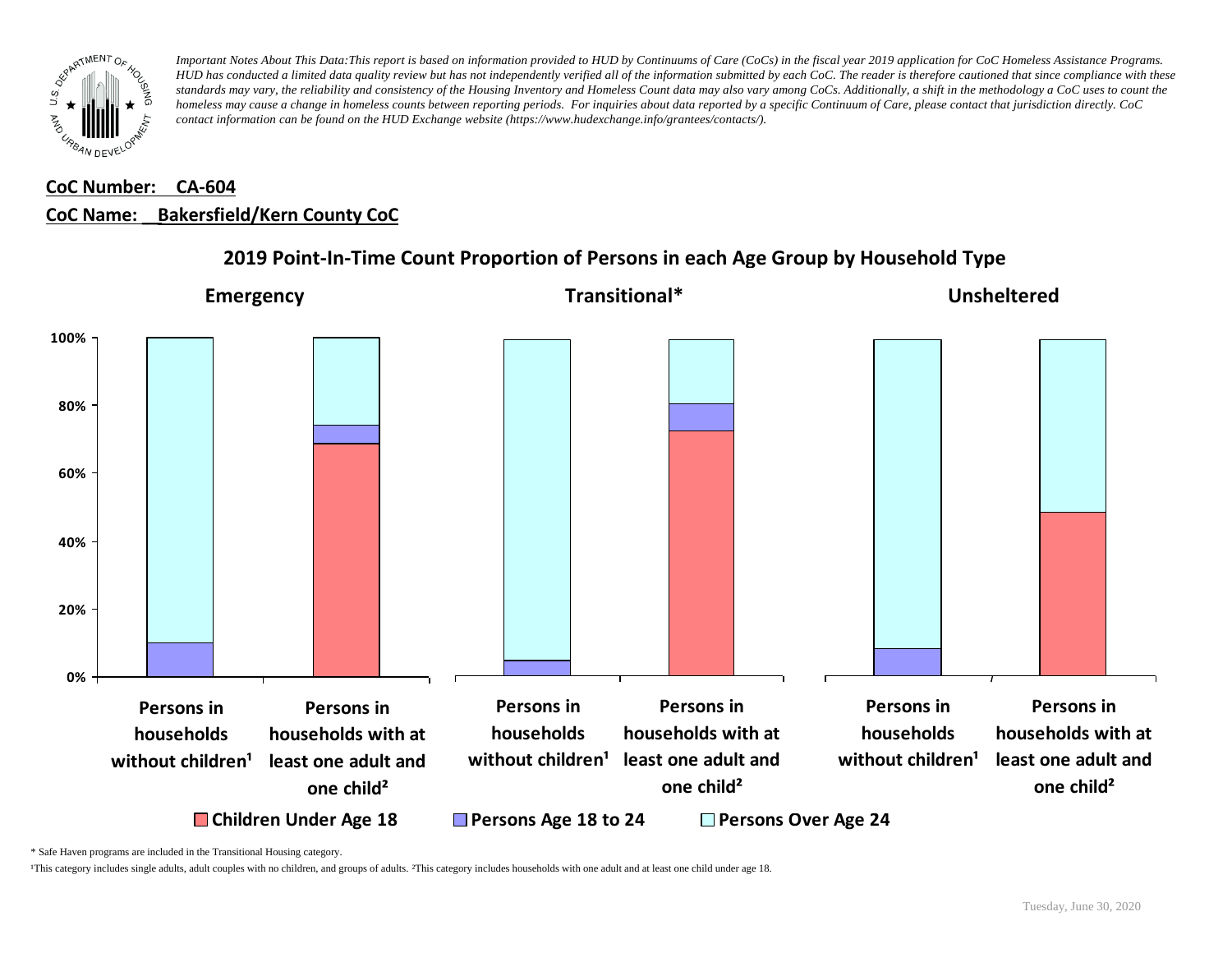*Important Notes About This Data:This report is based on information provided to HUD by Continuums of Care (CoCs) in the fiscal year 2019 application for CoC Homeless Assistance Programs. HUD has conducted a limited data quality review but has not independently verified all of the information submitted by each CoC. The reader is therefore cautioned that since compliance with these standards may vary, the reliability and consistency of the Housing Inventory and Homeless Count data may also vary among CoCs. Additionally, a shift in the methodology a CoC uses to count the homeless may cause a change in homeless counts between reporting periods. For inquiries about data reported by a specific Continuum of Care, please contact that jurisdiction directly. CoC contact information can be found on the HUD Exchange website (https://www.hudexchange.info/grantees/contacts/).*

**CoC Number: CA-604**

**CoC Name: Bakersfield/Kern County CoC**

## 2019 Point-In-Time Count Proportion of Persons in each Age Group by Household Type

**Emergency** | **Transitional*** | **Unsheltered**

100%
80%
60%
40%
20%
0%

Persons in households without children¹ | Persons in households with at least one adult and one child²

Persons in households without children¹ | Persons in households with at least one adult and one child²

Persons in households without children¹ | Persons in households with at least one adult and one child²

Children Under Age 18 | Persons Age 18 to 24 | Persons Over Age 24

\* Safe Haven programs are included in the Transitional Housing category.

¹This category includes single adults, adult couples with no children, and groups of adults. ²This category includes households with one adult and at least one child under age 18.

Tuesday, June 30, 2020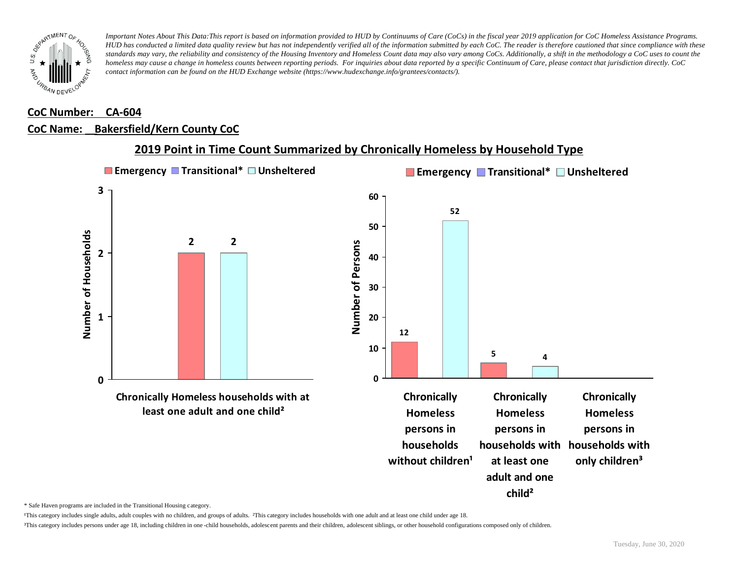*Important Notes About This Data:This report is based on information provided to HUD by Continuums of Care (CoCs) in the fiscal year 2019 application for CoC Homeless Assistance Programs. HUD has conducted a limited data quality review but has not independently verified all of the information submitted by each CoC. The reader is therefore cautioned that since compliance with these standards may vary, the reliability and consistency of the Housing Inventory and Homeless Count data may also vary among CoCs. Additionally, a shift in the methodology a CoC uses to count the homeless may cause a change in homeless counts between reporting periods. For inquiries about data reported by a specific Continuum of Care, please contact that jurisdiction directly. CoC contact information can be found on the HUD Exchange website (https://www.hudexchange.info/grantees/contacts/).*

**CoC Number: CA-604**

**CoC Name: Bakersfield/Kern County CoC**

## 2019 Point in Time Count Summarized by Chronically Homeless by Household Type

**Number of Households**

| | Emergency | Transitional* | Unsheltered |
|---|---|---|---|
| Chronically Homeless households with at least one adult and one child² | 2 | | 2 |

**Number of Persons**

| | Emergency | Transitional* | Unsheltered |
|---|---|---|---|
| Chronically Homeless persons in households without children¹ | 12 | | 52 |
| Chronically Homeless persons in households with at least one adult and one child² | 5 | | 4 |
| Chronically Homeless persons in households with only children³ | | | |

\* Safe Haven programs are included in the Transitional Housing category.

¹This category includes single adults, adult couples with no children, and groups of adults. ²This category includes households with one adult and at least one child under age 18.

³This category includes persons under age 18, including children in one-child households, adolescent parents and their children, adolescent siblings, or other household configurations composed only of children.

Tuesday, June 30, 2020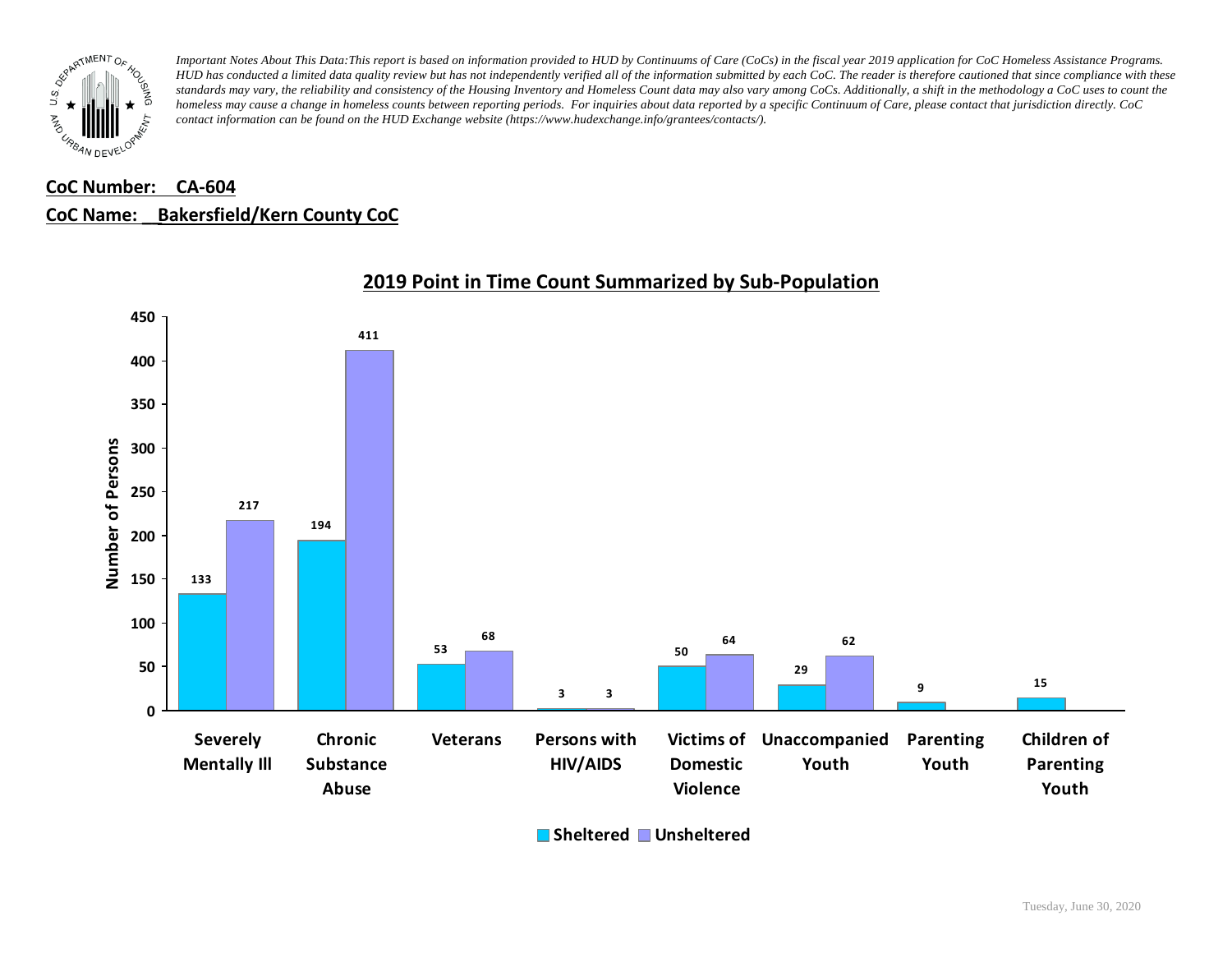*Important Notes About This Data:This report is based on information provided to HUD by Continuums of Care (CoCs) in the fiscal year 2019 application for CoC Homeless Assistance Programs. HUD has conducted a limited data quality review but has not independently verified all of the information submitted by each CoC. The reader is therefore cautioned that since compliance with these standards may vary, the reliability and consistency of the Housing Inventory and Homeless Count data may also vary among CoCs. Additionally, a shift in the methodology a CoC uses to count the homeless may cause a change in homeless counts between reporting periods. For inquiries about data reported by a specific Continuum of Care, please contact that jurisdiction directly. CoC contact information can be found on the HUD Exchange website (https://www.hudexchange.info/grantees/contacts/).*

**CoC Number: CA-604**

**CoC Name: Bakersfield/Kern County CoC**

## 2019 Point in Time Count Summarized by Sub-Population

Number of Persons

450
400
350
300
250
200
150
100
50
0

Severely Mentally Ill: 133, 217
Chronic Substance Abuse: 194, 411
Veterans: 53, 68
Persons with HIV/AIDS: 3, 3
Victims of Domestic Violence: 50, 64
Unaccompanied Youth: 29, 62
Parenting Youth: 9
Children of Parenting Youth: 15

Sheltered Unsheltered

Tuesday, June 30, 2020